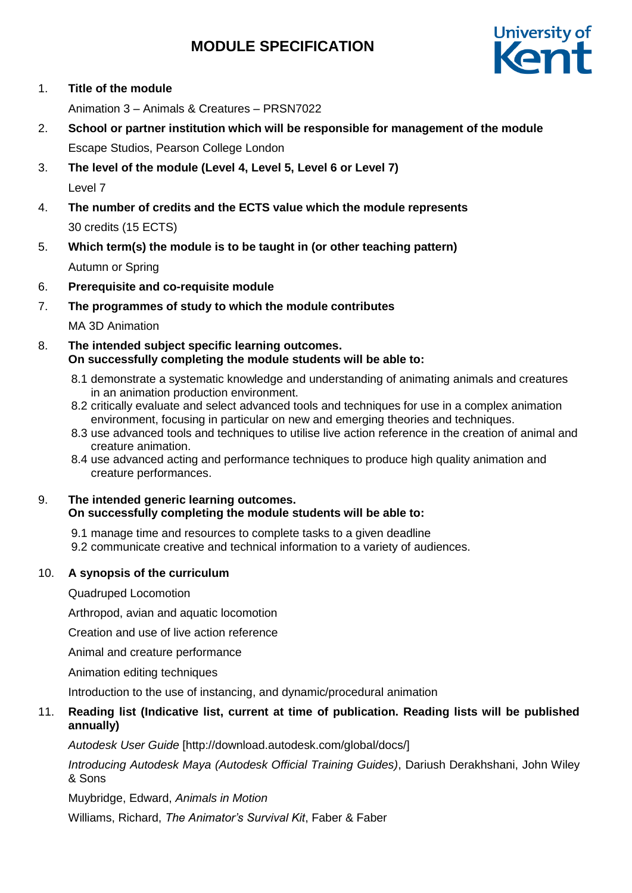# MODULE SPECIFICATION

1. **Title of the module**

   Animation 3 – Animals & Creatures – PRSN7022

2. **School or partner institution which will be responsible for management of the module**

   Escape Studios, Pearson College London

3. **The level of the module (Level 4, Level 5, Level 6 or Level 7)**

   Level 7

4. **The number of credits and the ECTS value which the module represents**

   30 credits (15 ECTS)

5. **Which term(s) the module is to be taught in (or other teaching pattern)**

   Autumn or Spring

6. **Prerequisite and co-requisite module**

7. **The programmes of study to which the module contributes**

   MA 3D Animation

8. **The intended subject specific learning outcomes.**
   **On successfully completing the module students will be able to:**

   8.1 demonstrate a systematic knowledge and understanding of animating animals and creatures in an animation production environment.
   8.2 critically evaluate and select advanced tools and techniques for use in a complex animation environment, focusing in particular on new and emerging theories and techniques.
   8.3 use advanced tools and techniques to utilise live action reference in the creation of animal and creature animation.
   8.4 use advanced acting and performance techniques to produce high quality animation and creature performances.

9. **The intended generic learning outcomes.**
   **On successfully completing the module students will be able to:**

   9.1 manage time and resources to complete tasks to a given deadline
   9.2 communicate creative and technical information to a variety of audiences.

10. **A synopsis of the curriculum**

    Quadruped Locomotion

    Arthropod, avian and aquatic locomotion

    Creation and use of live action reference

    Animal and creature performance

    Animation editing techniques

    Introduction to the use of instancing, and dynamic/procedural animation

11. **Reading list (Indicative list, current at time of publication. Reading lists will be published annually)**

    *Autodesk User Guide* [http://download.autodesk.com/global/docs/]

    *Introducing Autodesk Maya (Autodesk Official Training Guides)*, Dariush Derakhshani, John Wiley & Sons

    Muybridge, Edward, *Animals in Motion*

    Williams, Richard, *The Animator's Survival Kit*, Faber & Faber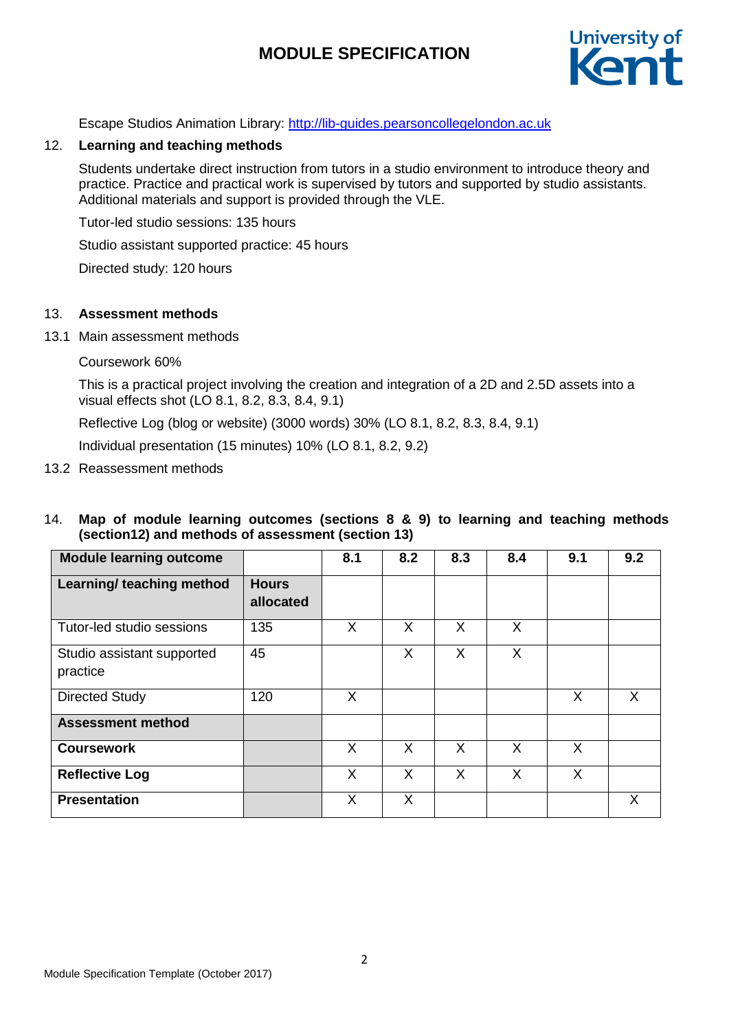Escape Studios Animation Library: http://lib-guides.pearsoncollegelondon.ac.uk

12. **Learning and teaching methods**

Students undertake direct instruction from tutors in a studio environment to introduce theory and practice. Practice and practical work is supervised by tutors and supported by studio assistants. Additional materials and support is provided through the VLE.

Tutor-led studio sessions: 135 hours

Studio assistant supported practice: 45 hours

Directed study: 120 hours

13. **Assessment methods**

13.1 Main assessment methods

Coursework 60%

This is a practical project involving the creation and integration of a 2D and 2.5D assets into a visual effects shot (LO 8.1, 8.2, 8.3, 8.4, 9.1)

Reflective Log (blog or website) (3000 words) 30% (LO 8.1, 8.2, 8.3, 8.4, 9.1)

Individual presentation (15 minutes) 10% (LO 8.1, 8.2, 9.2)

13.2 Reassessment methods

14. **Map of module learning outcomes (sections 8 & 9) to learning and teaching methods (section12) and methods of assessment (section 13)**

| **Module learning outcome** | | **8.1** | **8.2** | **8.3** | **8.4** | **9.1** | **9.2** |
|---|---|---|---|---|---|---|---|
| **Learning/ teaching method** | **Hours allocated** | | | | | | |
| Tutor-led studio sessions | 135 | X | X | X | X | | |
| Studio assistant supported practice | 45 | | X | X | X | | |
| Directed Study | 120 | X | | | | X | X |
| **Assessment method** | | | | | | | |
| **Coursework** | | X | X | X | X | X | |
| **Reflective Log** | | X | X | X | X | X | |
| **Presentation** | | X | X | | | | X |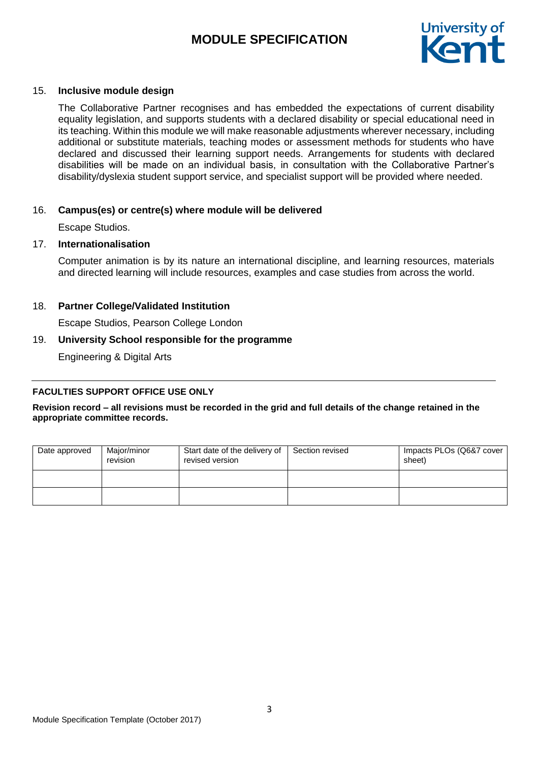15. **Inclusive module design**

The Collaborative Partner recognises and has embedded the expectations of current disability equality legislation, and supports students with a declared disability or special educational need in its teaching. Within this module we will make reasonable adjustments wherever necessary, including additional or substitute materials, teaching modes or assessment methods for students who have declared and discussed their learning support needs. Arrangements for students with declared disabilities will be made on an individual basis, in consultation with the Collaborative Partner's disability/dyslexia student support service, and specialist support will be provided where needed.

16. **Campus(es) or centre(s) where module will be delivered**

Escape Studios.

17. **Internationalisation**

Computer animation is by its nature an international discipline, and learning resources, materials and directed learning will include resources, examples and case studies from across the world.

18. **Partner College/Validated Institution**

Escape Studios, Pearson College London

19. **University School responsible for the programme**

Engineering & Digital Arts

---

**FACULTIES SUPPORT OFFICE USE ONLY**

**Revision record – all revisions must be recorded in the grid and full details of the change retained in the appropriate committee records.**

| Date approved | Major/minor revision | Start date of the delivery of revised version | Section revised | Impacts PLOs (Q6&7 cover sheet) |
|---|---|---|---|---|
| | | | | |
| | | | | |